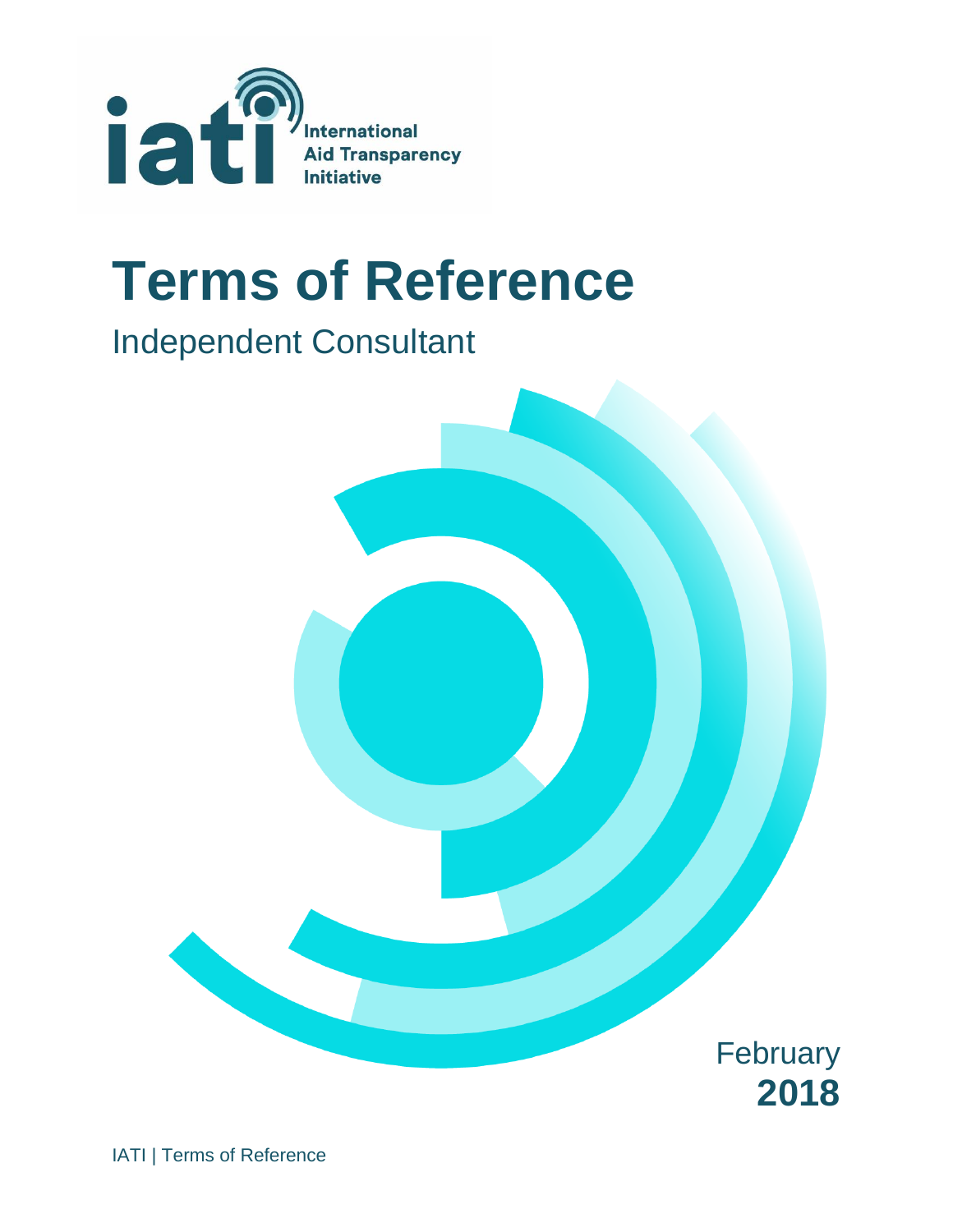iati International Aid Transparency Initiative

# Terms of Reference

## Independent Consultant

February
**2018**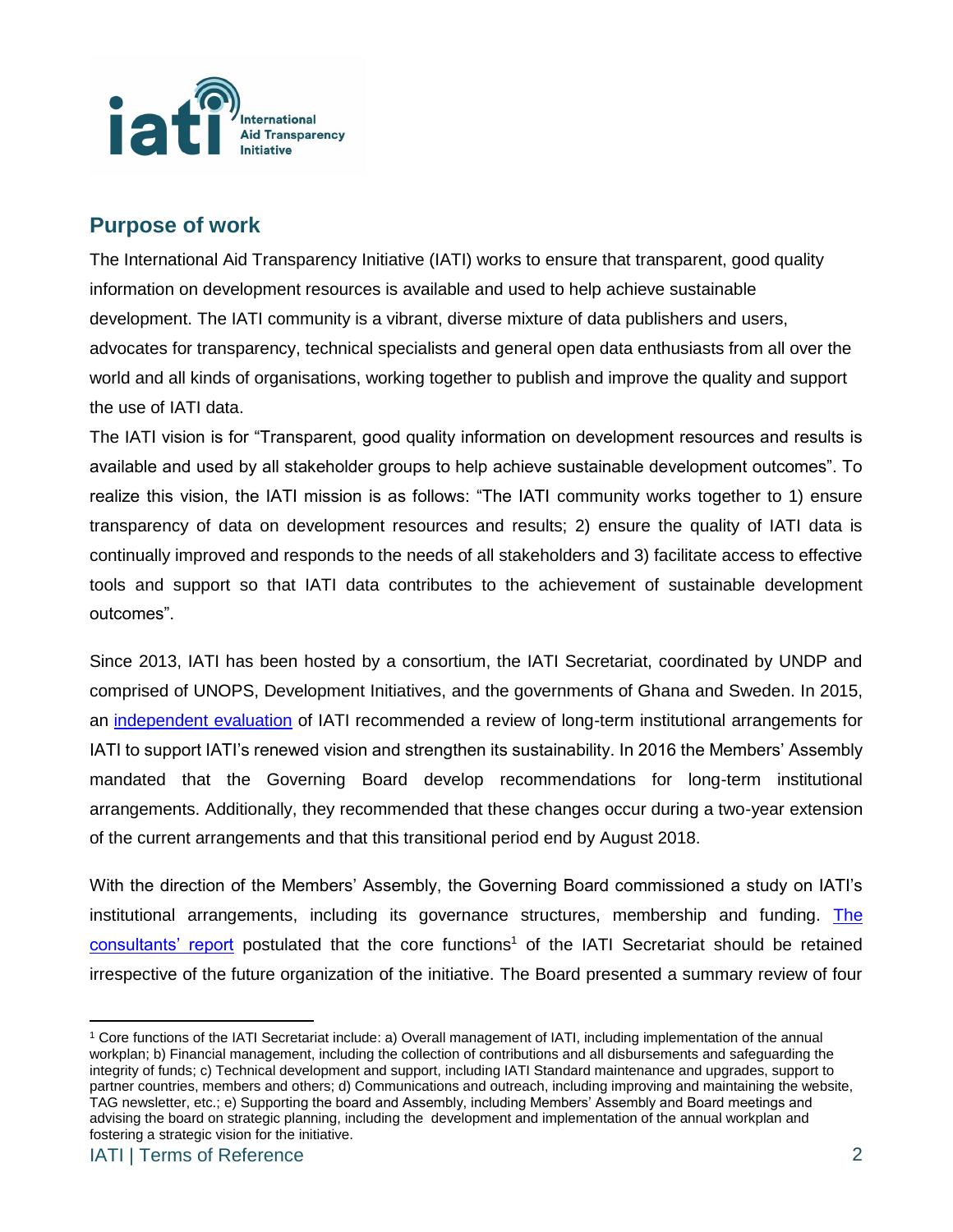## Purpose of work

The International Aid Transparency Initiative (IATI) works to ensure that transparent, good quality information on development resources is available and used to help achieve sustainable development. The IATI community is a vibrant, diverse mixture of data publishers and users, advocates for transparency, technical specialists and general open data enthusiasts from all over the world and all kinds of organisations, working together to publish and improve the quality and support the use of IATI data.

The IATI vision is for "Transparent, good quality information on development resources and results is available and used by all stakeholder groups to help achieve sustainable development outcomes". To realize this vision, the IATI mission is as follows: "The IATI community works together to 1) ensure transparency of data on development resources and results; 2) ensure the quality of IATI data is continually improved and responds to the needs of all stakeholders and 3) facilitate access to effective tools and support so that IATI data contributes to the achievement of sustainable development outcomes".

Since 2013, IATI has been hosted by a consortium, the IATI Secretariat, coordinated by UNDP and comprised of UNOPS, Development Initiatives, and the governments of Ghana and Sweden. In 2015, an independent evaluation of IATI recommended a review of long-term institutional arrangements for IATI to support IATI's renewed vision and strengthen its sustainability. In 2016 the Members' Assembly mandated that the Governing Board develop recommendations for long-term institutional arrangements. Additionally, they recommended that these changes occur during a two-year extension of the current arrangements and that this transitional period end by August 2018.

With the direction of the Members' Assembly, the Governing Board commissioned a study on IATI's institutional arrangements, including its governance structures, membership and funding. The consultants' report postulated that the core functions[1] of the IATI Secretariat should be retained irrespective of the future organization of the initiative. The Board presented a summary review of four

[1] Core functions of the IATI Secretariat include: a) Overall management of IATI, including implementation of the annual workplan; b) Financial management, including the collection of contributions and all disbursements and safeguarding the integrity of funds; c) Technical development and support, including IATI Standard maintenance and upgrades, support to partner countries, members and others; d) Communications and outreach, including improving and maintaining the website, TAG newsletter, etc.; e) Supporting the board and Assembly, including Members' Assembly and Board meetings and advising the board on strategic planning, including the development and implementation of the annual workplan and fostering a strategic vision for the initiative.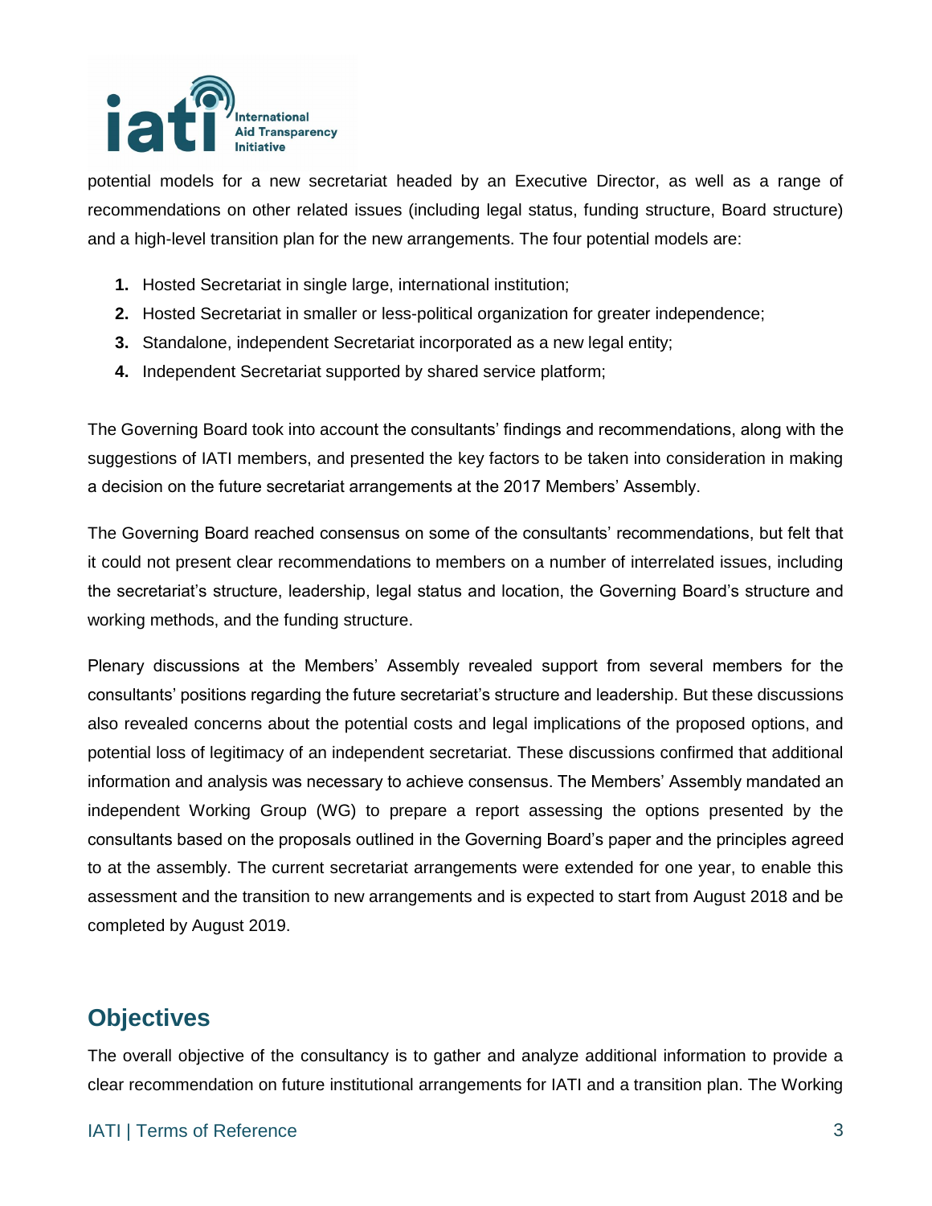potential models for a new secretariat headed by an Executive Director, as well as a range of recommendations on other related issues (including legal status, funding structure, Board structure) and a high-level transition plan for the new arrangements. The four potential models are:

1. Hosted Secretariat in single large, international institution;
2. Hosted Secretariat in smaller or less-political organization for greater independence;
3. Standalone, independent Secretariat incorporated as a new legal entity;
4. Independent Secretariat supported by shared service platform;

The Governing Board took into account the consultants' findings and recommendations, along with the suggestions of IATI members, and presented the key factors to be taken into consideration in making a decision on the future secretariat arrangements at the 2017 Members' Assembly.

The Governing Board reached consensus on some of the consultants' recommendations, but felt that it could not present clear recommendations to members on a number of interrelated issues, including the secretariat's structure, leadership, legal status and location, the Governing Board's structure and working methods, and the funding structure.

Plenary discussions at the Members' Assembly revealed support from several members for the consultants' positions regarding the future secretariat's structure and leadership. But these discussions also revealed concerns about the potential costs and legal implications of the proposed options, and potential loss of legitimacy of an independent secretariat. These discussions confirmed that additional information and analysis was necessary to achieve consensus. The Members' Assembly mandated an independent Working Group (WG) to prepare a report assessing the options presented by the consultants based on the proposals outlined in the Governing Board's paper and the principles agreed to at the assembly. The current secretariat arrangements were extended for one year, to enable this assessment and the transition to new arrangements and is expected to start from August 2018 and be completed by August 2019.

## Objectives

The overall objective of the consultancy is to gather and analyze additional information to provide a clear recommendation on future institutional arrangements for IATI and a transition plan. The Working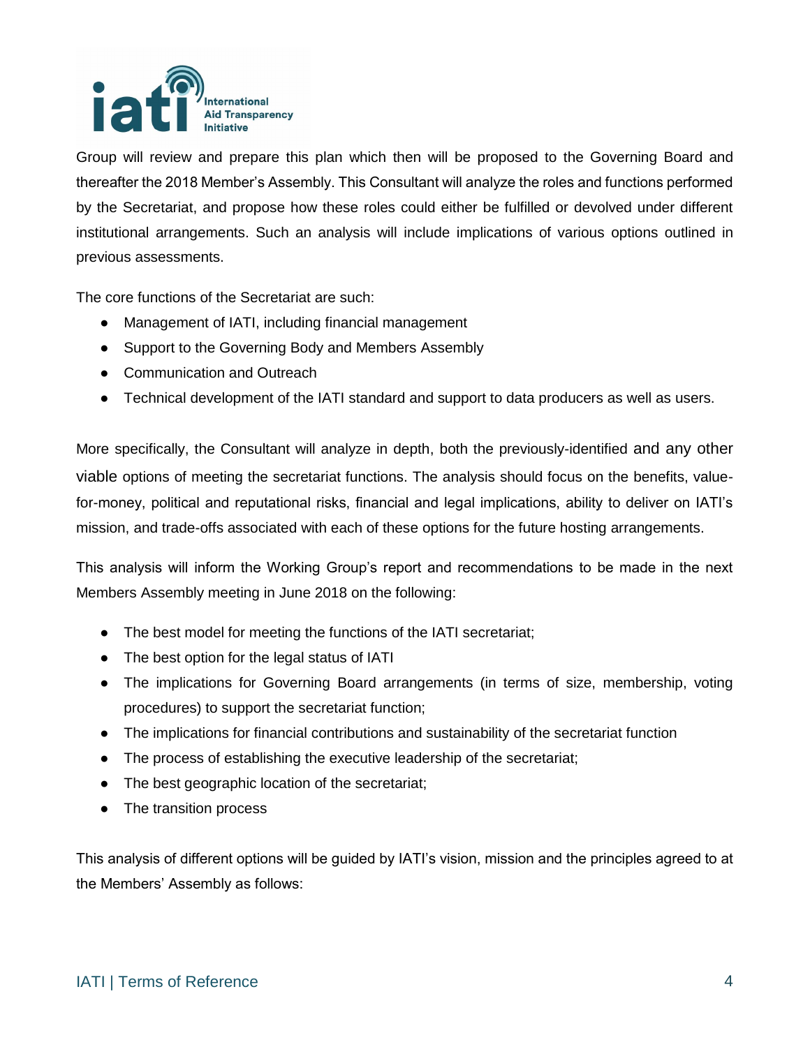Group will review and prepare this plan which then will be proposed to the Governing Board and thereafter the 2018 Member's Assembly. This Consultant will analyze the roles and functions performed by the Secretariat, and propose how these roles could either be fulfilled or devolved under different institutional arrangements. Such an analysis will include implications of various options outlined in previous assessments.

The core functions of the Secretariat are such:

- Management of IATI, including financial management
- Support to the Governing Body and Members Assembly
- Communication and Outreach
- Technical development of the IATI standard and support to data producers as well as users.

More specifically, the Consultant will analyze in depth, both the previously-identified and any other viable options of meeting the secretariat functions. The analysis should focus on the benefits, value-for-money, political and reputational risks, financial and legal implications, ability to deliver on IATI's mission, and trade-offs associated with each of these options for the future hosting arrangements.

This analysis will inform the Working Group's report and recommendations to be made in the next Members Assembly meeting in June 2018 on the following:

- The best model for meeting the functions of the IATI secretariat;
- The best option for the legal status of IATI
- The implications for Governing Board arrangements (in terms of size, membership, voting procedures) to support the secretariat function;
- The implications for financial contributions and sustainability of the secretariat function
- The process of establishing the executive leadership of the secretariat;
- The best geographic location of the secretariat;
- The transition process

This analysis of different options will be guided by IATI's vision, mission and the principles agreed to at the Members' Assembly as follows: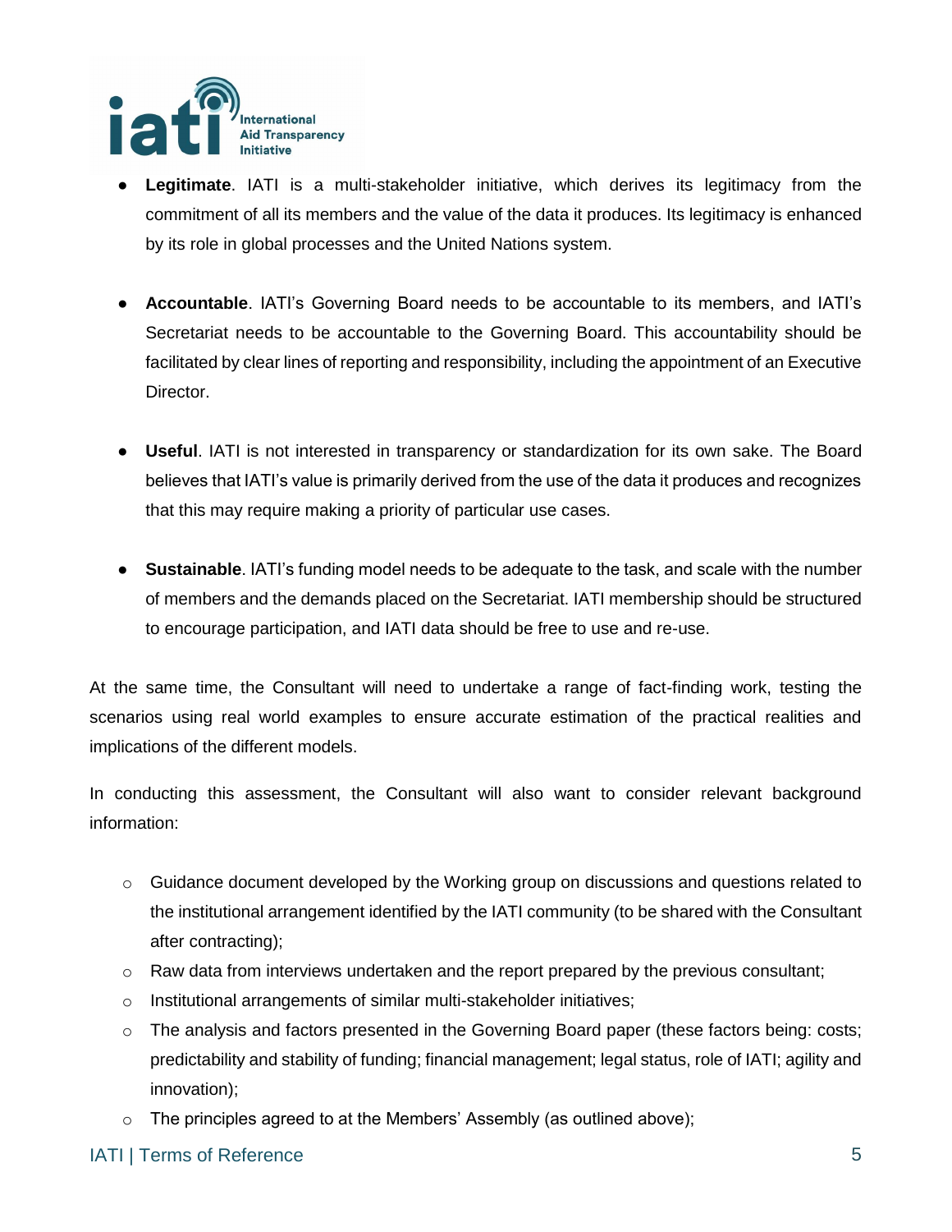- **Legitimate**. IATI is a multi-stakeholder initiative, which derives its legitimacy from the commitment of all its members and the value of the data it produces. Its legitimacy is enhanced by its role in global processes and the United Nations system.

- **Accountable**. IATI's Governing Board needs to be accountable to its members, and IATI's Secretariat needs to be accountable to the Governing Board. This accountability should be facilitated by clear lines of reporting and responsibility, including the appointment of an Executive Director.

- **Useful**. IATI is not interested in transparency or standardization for its own sake. The Board believes that IATI's value is primarily derived from the use of the data it produces and recognizes that this may require making a priority of particular use cases.

- **Sustainable**. IATI's funding model needs to be adequate to the task, and scale with the number of members and the demands placed on the Secretariat. IATI membership should be structured to encourage participation, and IATI data should be free to use and re-use.

At the same time, the Consultant will need to undertake a range of fact-finding work, testing the scenarios using real world examples to ensure accurate estimation of the practical realities and implications of the different models.

In conducting this assessment, the Consultant will also want to consider relevant background information:

- Guidance document developed by the Working group on discussions and questions related to the institutional arrangement identified by the IATI community (to be shared with the Consultant after contracting);
- Raw data from interviews undertaken and the report prepared by the previous consultant;
- Institutional arrangements of similar multi-stakeholder initiatives;
- The analysis and factors presented in the Governing Board paper (these factors being: costs; predictability and stability of funding; financial management; legal status, role of IATI; agility and innovation);
- The principles agreed to at the Members' Assembly (as outlined above);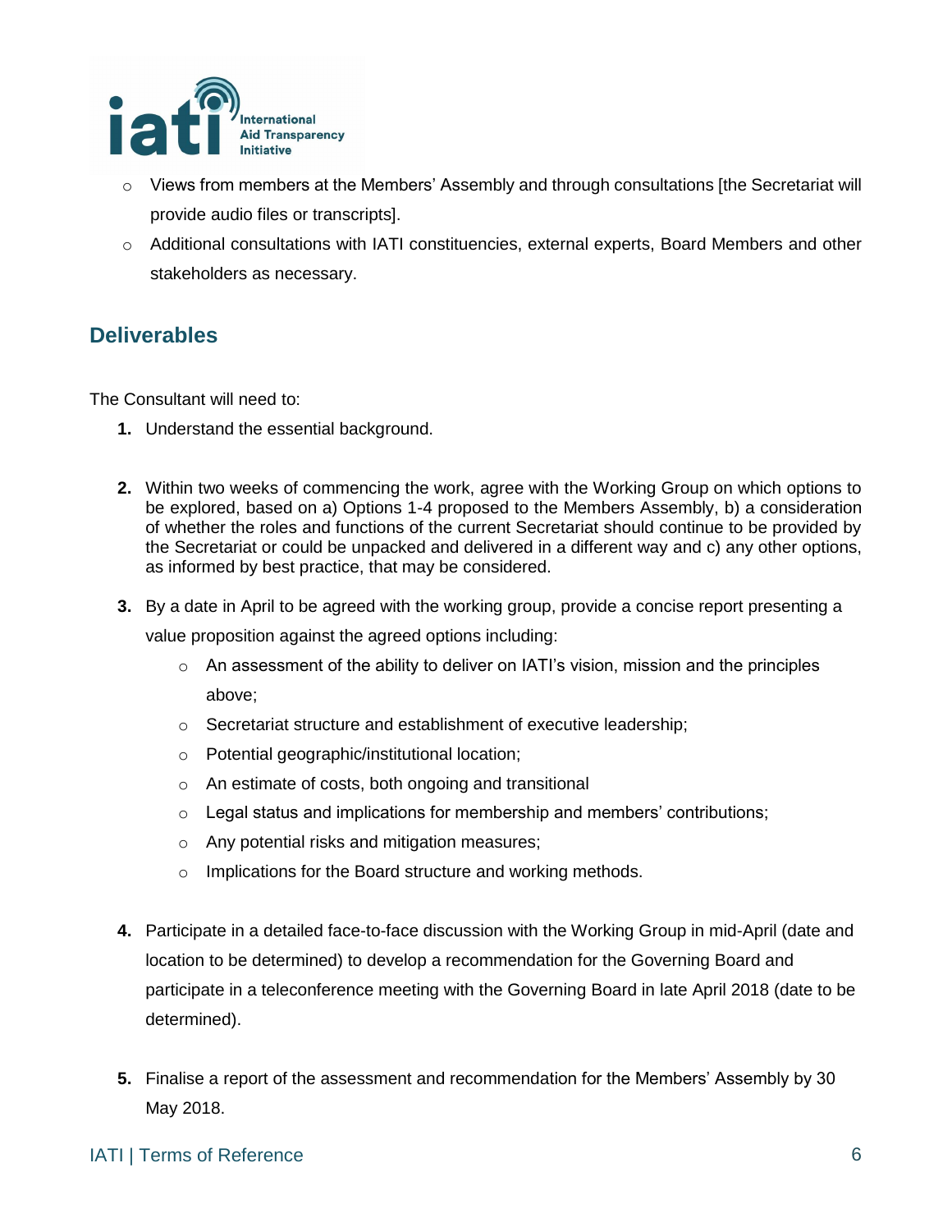- Views from members at the Members' Assembly and through consultations [the Secretariat will provide audio files or transcripts].
- Additional consultations with IATI constituencies, external experts, Board Members and other stakeholders as necessary.

## Deliverables

The Consultant will need to:

1. Understand the essential background.

2. Within two weeks of commencing the work, agree with the Working Group on which options to be explored, based on a) Options 1-4 proposed to the Members Assembly, b) a consideration of whether the roles and functions of the current Secretariat should continue to be provided by the Secretariat or could be unpacked and delivered in a different way and c) any other options, as informed by best practice, that may be considered.

3. By a date in April to be agreed with the working group, provide a concise report presenting a value proposition against the agreed options including:
   - An assessment of the ability to deliver on IATI's vision, mission and the principles above;
   - Secretariat structure and establishment of executive leadership;
   - Potential geographic/institutional location;
   - An estimate of costs, both ongoing and transitional
   - Legal status and implications for membership and members' contributions;
   - Any potential risks and mitigation measures;
   - Implications for the Board structure and working methods.

4. Participate in a detailed face-to-face discussion with the Working Group in mid-April (date and location to be determined) to develop a recommendation for the Governing Board and participate in a teleconference meeting with the Governing Board in late April 2018 (date to be determined).

5. Finalise a report of the assessment and recommendation for the Members' Assembly by 30 May 2018.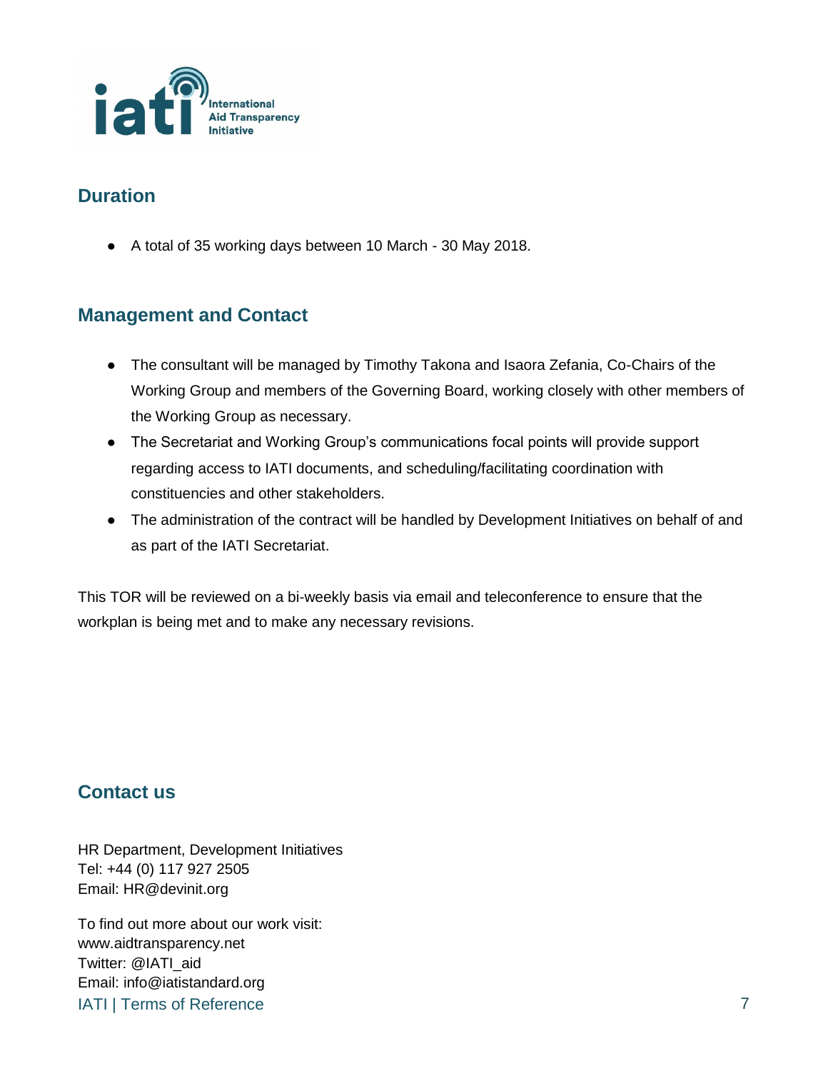## Duration

- A total of 35 working days between 10 March - 30 May 2018.

## Management and Contact

- The consultant will be managed by Timothy Takona and Isaora Zefania, Co-Chairs of the Working Group and members of the Governing Board, working closely with other members of the Working Group as necessary.
- The Secretariat and Working Group's communications focal points will provide support regarding access to IATI documents, and scheduling/facilitating coordination with constituencies and other stakeholders.
- The administration of the contract will be handled by Development Initiatives on behalf of and as part of the IATI Secretariat.

This TOR will be reviewed on a bi-weekly basis via email and teleconference to ensure that the workplan is being met and to make any necessary revisions.

## Contact us

HR Department, Development Initiatives
Tel: +44 (0) 117 927 2505
Email: HR@devinit.org

To find out more about our work visit:
www.aidtransparency.net
Twitter: @IATI_aid
Email: info@iatistandard.org